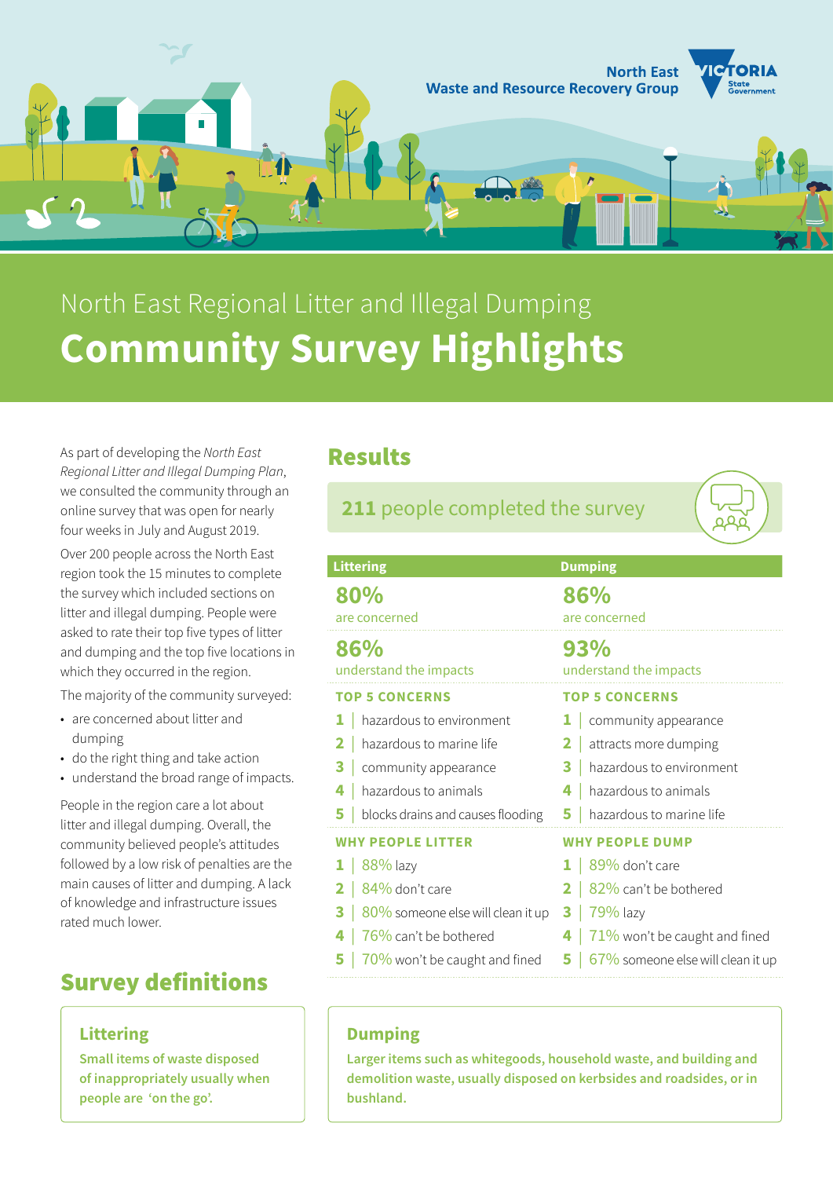North East Waste and Resource Recovery Group

# North East Regional Litter and Illegal Dumping
# Community Survey Highlights

As part of developing the *North East Regional Litter and Illegal Dumping Plan*, we consulted the community through an online survey that was open for nearly four weeks in July and August 2019.

Over 200 people across the North East region took the 15 minutes to complete the survey which included sections on litter and illegal dumping. People were asked to rate their top five types of litter and dumping and the top five locations in which they occurred in the region.

The majority of the community surveyed:

- are concerned about litter and dumping
- do the right thing and take action
- understand the broad range of impacts.

People in the region care a lot about litter and illegal dumping. Overall, the community believed people's attitudes followed by a low risk of penalties are the main causes of litter and dumping. A lack of knowledge and infrastructure issues rated much lower.

## Results

**211** people completed the survey

| Littering | Dumping |
|---|---|
| **80%** are concerned | **86%** are concerned |
| **86%** understand the impacts | **93%** understand the impacts |
| **TOP 5 CONCERNS** | **TOP 5 CONCERNS** |
| 1 hazardous to environment | 1 community appearance |
| 2 hazardous to marine life | 2 attracts more dumping |
| 3 community appearance | 3 hazardous to environment |
| 4 hazardous to animals | 4 hazardous to animals |
| 5 blocks drains and causes flooding | 5 hazardous to marine life |
| **WHY PEOPLE LITTER** | **WHY PEOPLE DUMP** |
| 1 88% lazy | 1 89% don't care |
| 2 84% don't care | 2 82% can't be bothered |
| 3 80% someone else will clean it up | 3 79% lazy |
| 4 76% can't be bothered | 4 71% won't be caught and fined |
| 5 70% won't be caught and fined | 5 67% someone else will clean it up |

## Survey definitions

### Littering

**Small items of waste disposed of inappropriately usually when people are 'on the go'.**

### Dumping

**Larger items such as whitegoods, household waste, and building and demolition waste, usually disposed on kerbsides and roadsides, or in bushland.**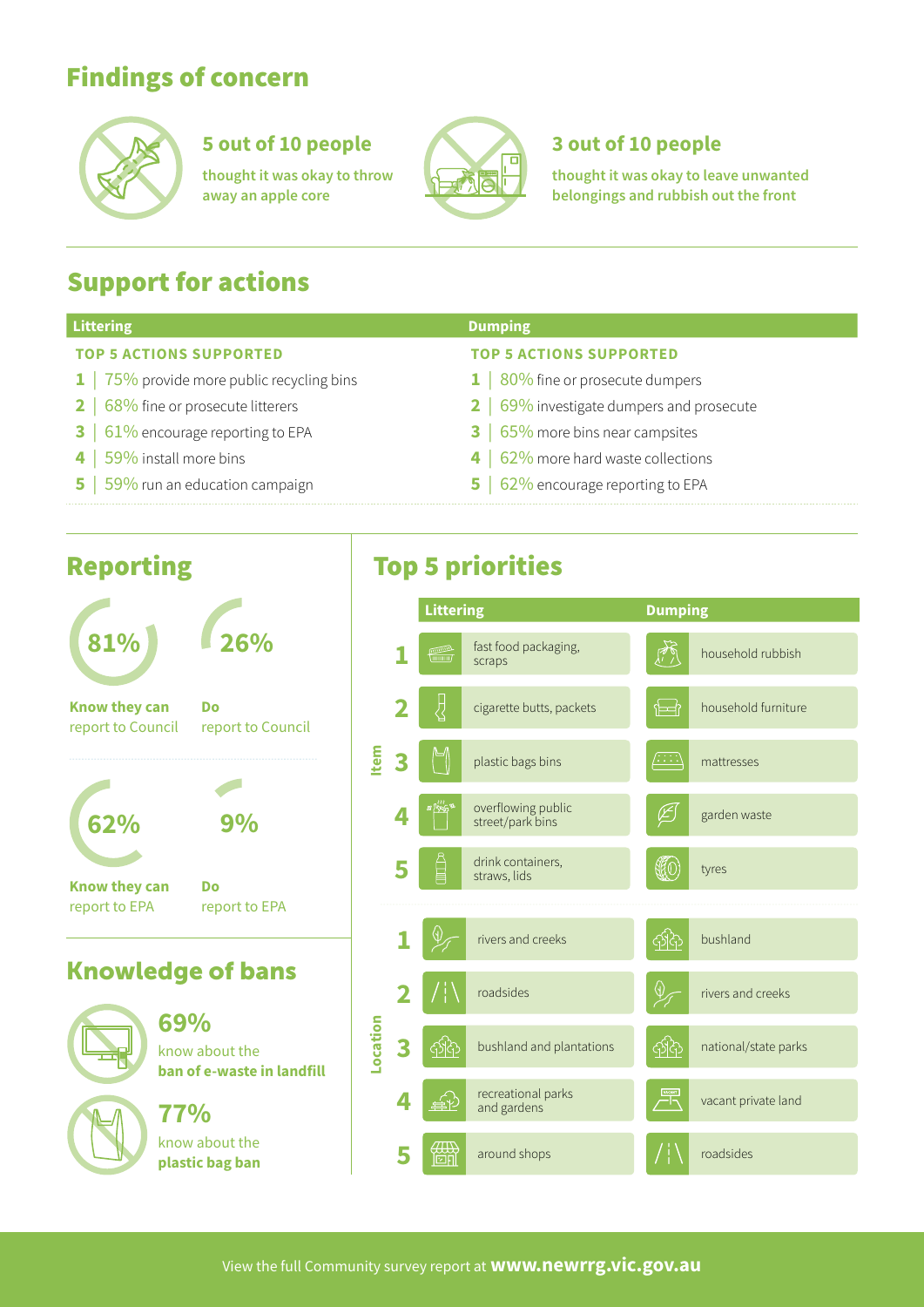## Findings of concern

**5 out of 10 people**

thought it was okay to throw away an apple core

**3 out of 10 people**

thought it was okay to leave unwanted belongings and rubbish out the front

## Support for actions

| Littering | Dumping |
|---|---|
| **TOP 5 ACTIONS SUPPORTED** | **TOP 5 ACTIONS SUPPORTED** |
| 1 \| 75% provide more public recycling bins | 1 \| 80% fine or prosecute dumpers |
| 2 \| 68% fine or prosecute litterers | 2 \| 69% investigate dumpers and prosecute |
| 3 \| 61% encourage reporting to EPA | 3 \| 65% more bins near campsites |
| 4 \| 59% install more bins | 4 \| 62% more hard waste collections |
| 5 \| 59% run an education campaign | 5 \| 62% encourage reporting to EPA |

## Reporting

**81%**
**Know they can** report to Council

**26%**
**Do** report to Council

**62%**
**Know they can** report to EPA

**9%**
**Do** report to EPA

## Knowledge of bans

**69%** know about the **ban of e-waste in landfill**

**77%** know about the **plastic bag ban**

## Top 5 priorities

| | | Littering | Dumping |
|---|---|---|---|
| Item | 1 | fast food packaging, scraps | household rubbish |
| | 2 | cigarette butts, packets | household furniture |
| | 3 | plastic bags bins | mattresses |
| | 4 | overflowing public street/park bins | garden waste |
| | 5 | drink containers, straws, lids | tyres |
| Location | 1 | rivers and creeks | bushland |
| | 2 | roadsides | rivers and creeks |
| | 3 | bushland and plantations | national/state parks |
| | 4 | recreational parks and gardens | vacant private land |
| | 5 | around shops | roadsides |

View the full Community survey report at **www.newrrg.vic.gov.au**